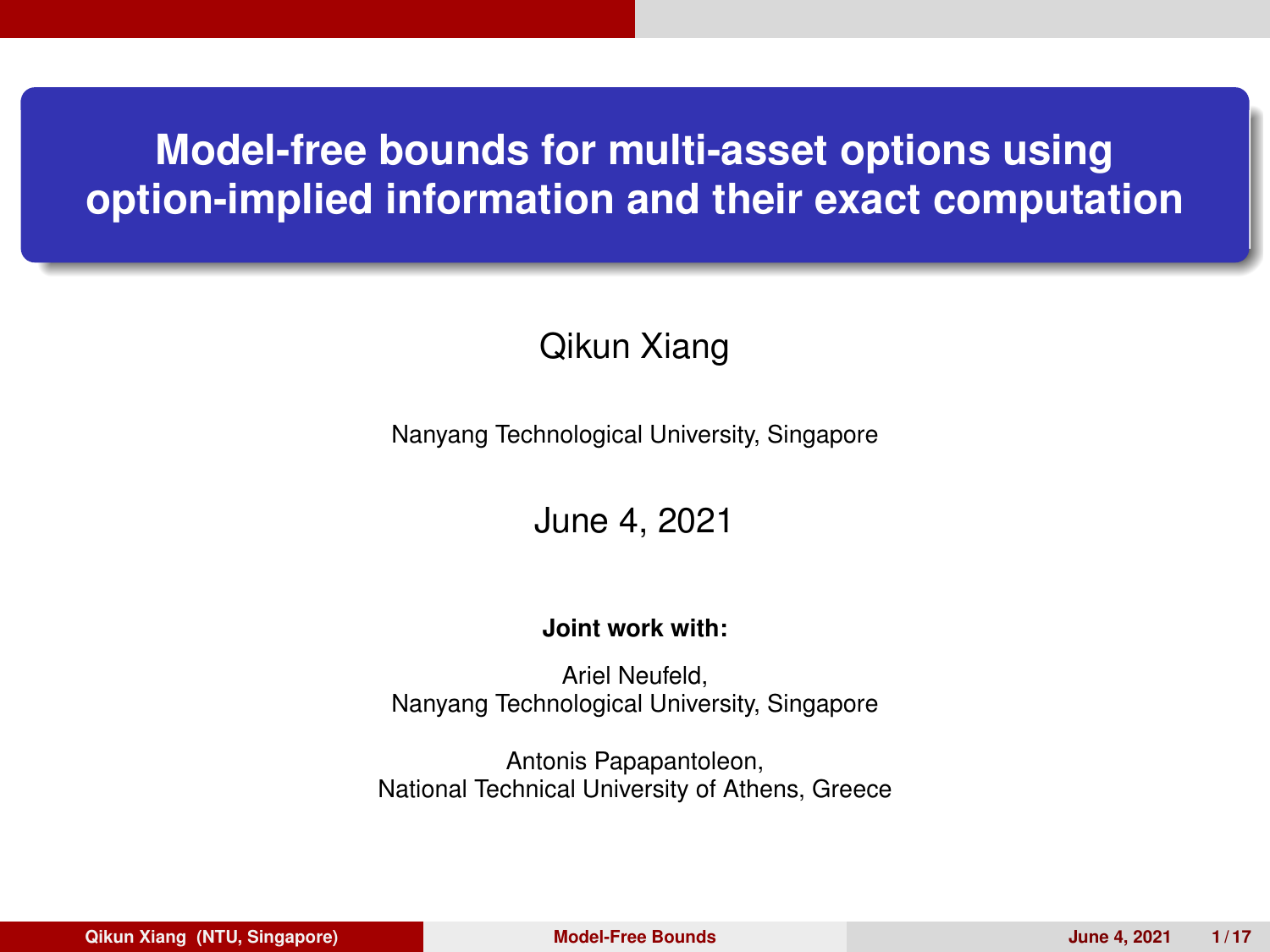# Model-free bounds for multi-asset options using option-implied information and their exact computation

Qikun Xiang

Nanyang Technological University, Singapore

June 4, 2021

**Joint work with:**

Ariel Neufeld,
Nanyang Technological University, Singapore

Antonis Papapantoleon,
National Technical University of Athens, Greece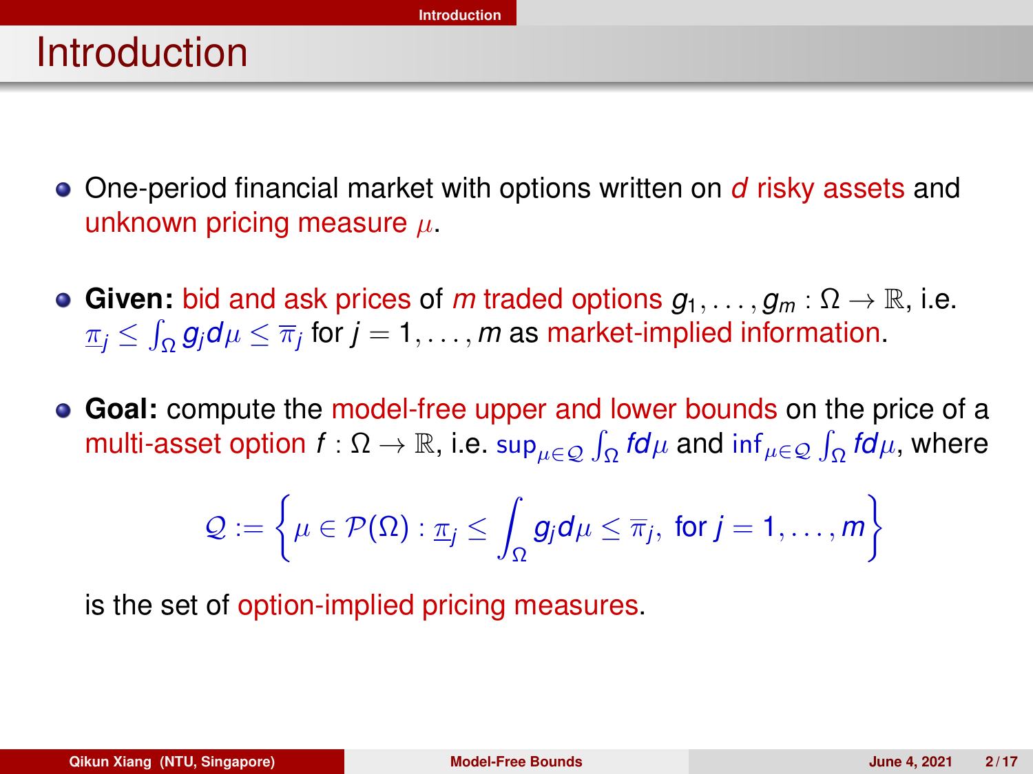# Introduction

- One-period financial market with options written on $d$ risky assets and unknown pricing measure $\mu$.
- **Given:** bid and ask prices of $m$ traded options $g_1, \ldots, g_m : \Omega \to \mathbb{R}$, i.e. $\underline{\pi}_j \le \int_\Omega g_j d\mu \le \overline{\pi}_j$ for $j = 1, \ldots, m$ as market-implied information.
- **Goal:** compute the model-free upper and lower bounds on the price of a multi-asset option $f : \Omega \to \mathbb{R}$, i.e. $\sup_{\mu \in \mathcal{Q}} \int_\Omega f d\mu$ and $\inf_{\mu \in \mathcal{Q}} \int_\Omega f d\mu$, where

$$\mathcal{Q} := \left\{ \mu \in \mathcal{P}(\Omega) : \underline{\pi}_j \le \int_\Omega g_j d\mu \le \overline{\pi}_j, \text{ for } j = 1, \ldots, m \right\}$$

  is the set of option-implied pricing measures.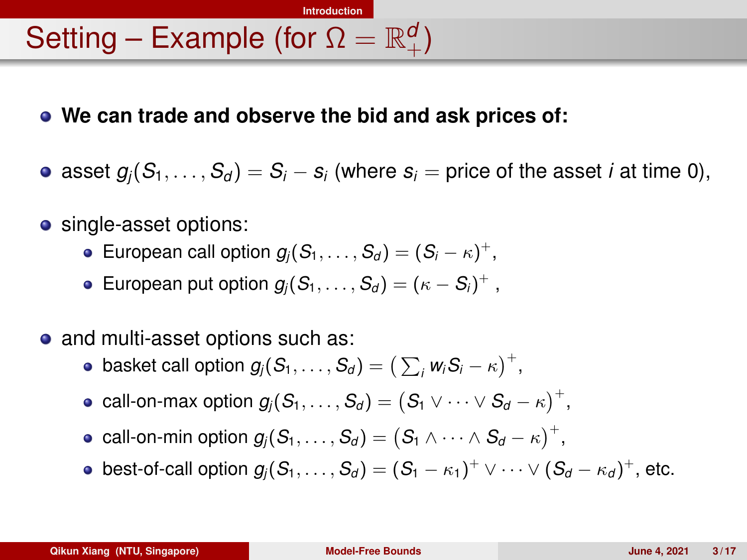# Setting – Example (for $\Omega = \mathbb{R}^d_+$)

- **We can trade and observe the bid and ask prices of:**
- asset $g_j(S_1, \ldots, S_d) = S_i - s_i$ (where $s_i$ = price of the asset $i$ at time 0),
- single-asset options:
  - European call option $g_j(S_1, \ldots, S_d) = (S_i - \kappa)^+$,
  - European put option $g_j(S_1, \ldots, S_d) = (\kappa - S_i)^+$ ,
- and multi-asset options such as:
  - basket call option $g_j(S_1, \ldots, S_d) = \big(\sum_i w_i S_i - \kappa\big)^+$,
  - call-on-max option $g_j(S_1, \ldots, S_d) = \big(S_1 \vee \cdots \vee S_d - \kappa\big)^+$,
  - call-on-min option $g_j(S_1, \ldots, S_d) = \big(S_1 \wedge \cdots \wedge S_d - \kappa\big)^+$,
  - best-of-call option $g_j(S_1, \ldots, S_d) = (S_1 - \kappa_1)^+ \vee \cdots \vee (S_d - \kappa_d)^+$, etc.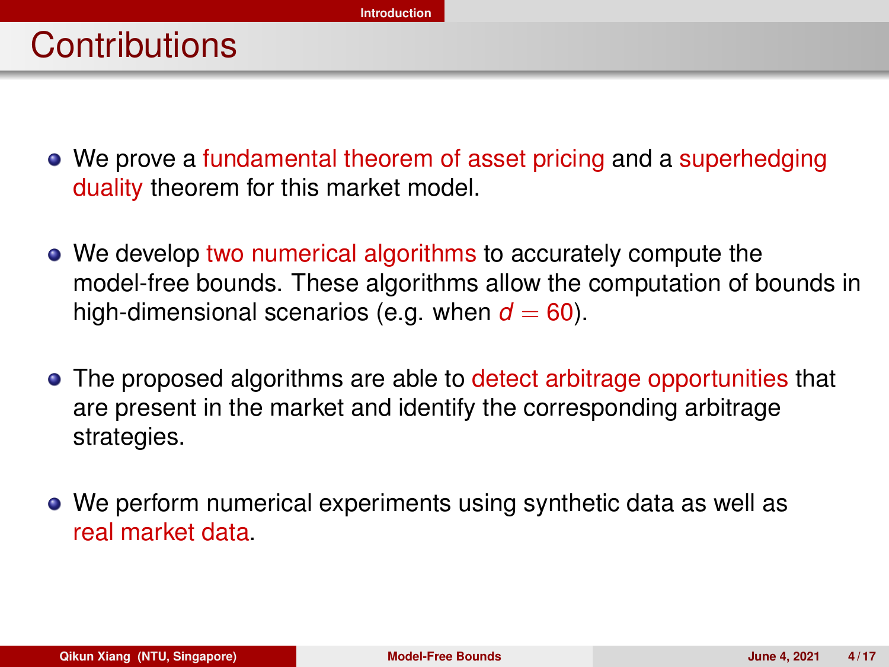# Contributions

- We prove a fundamental theorem of asset pricing and a superhedging duality theorem for this market model.
- We develop two numerical algorithms to accurately compute the model-free bounds. These algorithms allow the computation of bounds in high-dimensional scenarios (e.g. when $d = 60$).
- The proposed algorithms are able to detect arbitrage opportunities that are present in the market and identify the corresponding arbitrage strategies.
- We perform numerical experiments using synthetic data as well as real market data.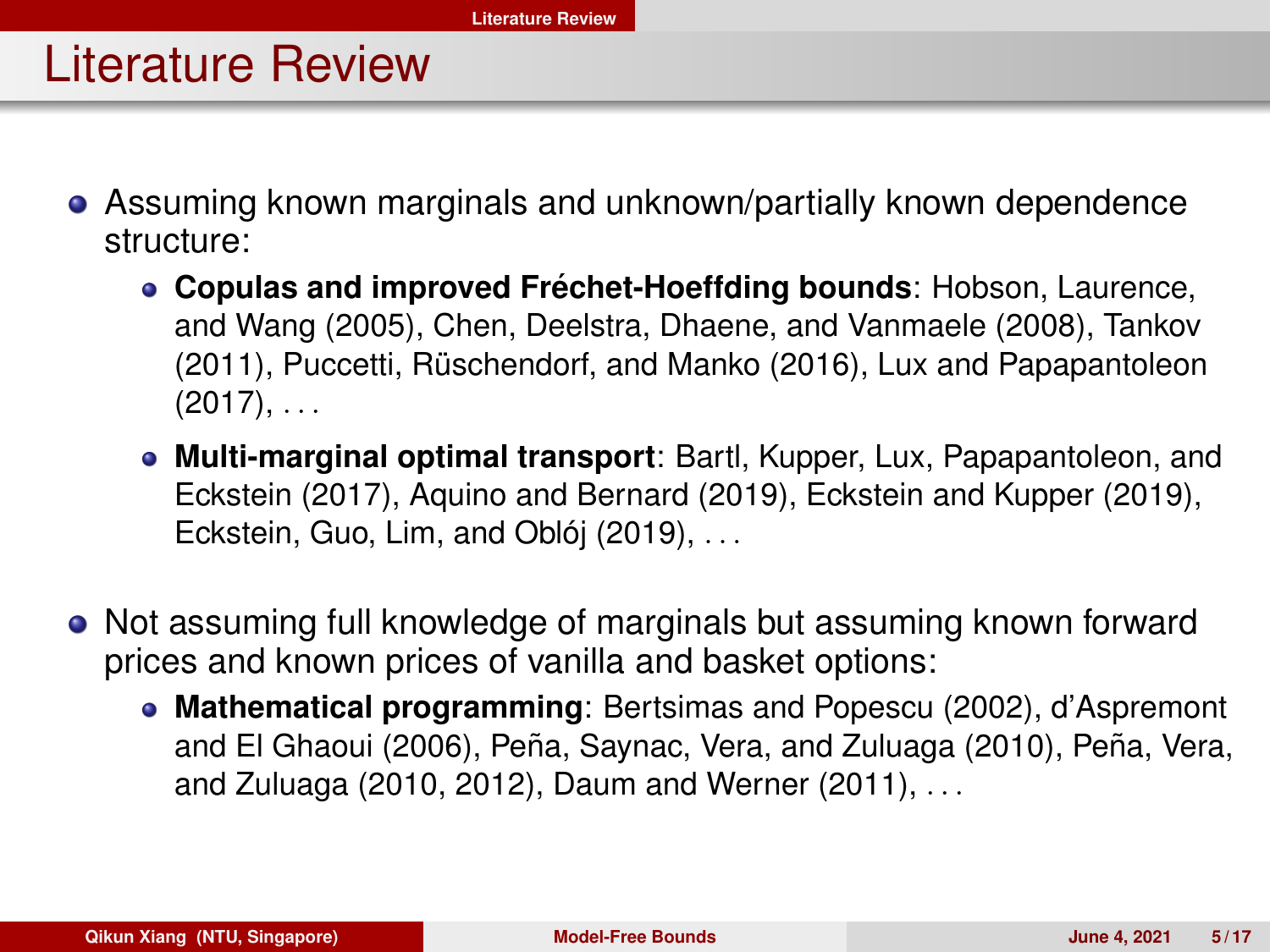# Literature Review

- Assuming known marginals and unknown/partially known dependence structure:
  - **Copulas and improved Fréchet-Hoeffding bounds**: Hobson, Laurence, and Wang (2005), Chen, Deelstra, Dhaene, and Vanmaele (2008), Tankov (2011), Puccetti, Rüschendorf, and Manko (2016), Lux and Papapantoleon (2017), . . .
  - **Multi-marginal optimal transport**: Bartl, Kupper, Lux, Papapantoleon, and Eckstein (2017), Aquino and Bernard (2019), Eckstein and Kupper (2019), Eckstein, Guo, Lim, and Obłój (2019), . . .
- Not assuming full knowledge of marginals but assuming known forward prices and known prices of vanilla and basket options:
  - **Mathematical programming**: Bertsimas and Popescu (2002), d'Aspremont and El Ghaoui (2006), Peña, Saynac, Vera, and Zuluaga (2010), Peña, Vera, and Zuluaga (2010, 2012), Daum and Werner (2011), . . .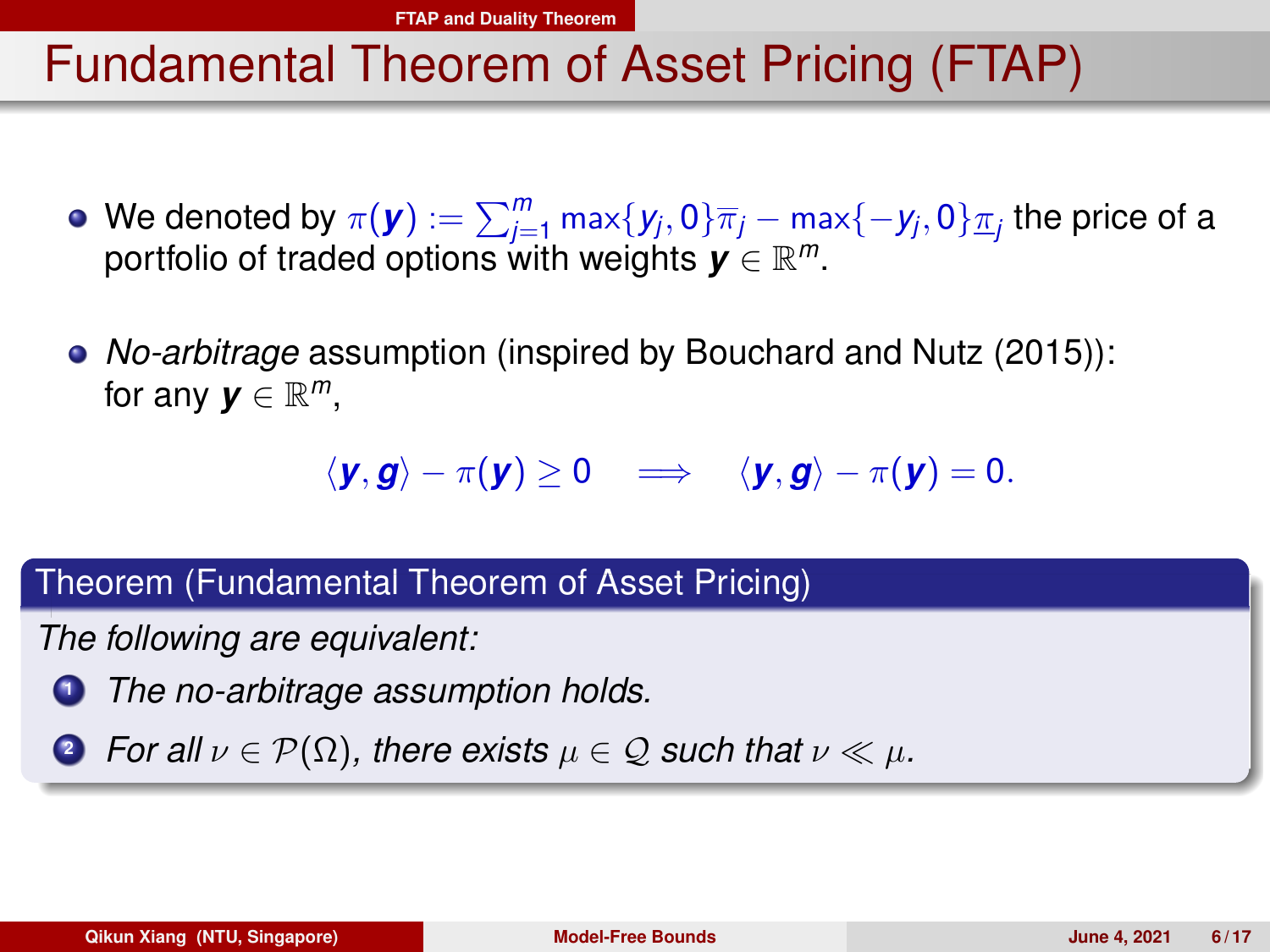# Fundamental Theorem of Asset Pricing (FTAP)

- We denoted by $\pi(\boldsymbol{y}) := \sum_{j=1}^{m} \max\{y_j, 0\}\overline{\pi}_j - \max\{-y_j, 0\}\underline{\pi}_j$ the price of a portfolio of traded options with weights $\boldsymbol{y} \in \mathbb{R}^m$.

- *No-arbitrage* assumption (inspired by Bouchard and Nutz (2015)): for any $\boldsymbol{y} \in \mathbb{R}^m$,

$$\langle \boldsymbol{y}, \boldsymbol{g} \rangle - \pi(\boldsymbol{y}) \geq 0 \quad \Longrightarrow \quad \langle \boldsymbol{y}, \boldsymbol{g} \rangle - \pi(\boldsymbol{y}) = 0.$$

**Theorem (Fundamental Theorem of Asset Pricing)**

*The following are equivalent:*

1. *The no-arbitrage assumption holds.*
2. *For all $\nu \in \mathcal{P}(\Omega)$, there exists $\mu \in \mathcal{Q}$ such that $\nu \ll \mu$.*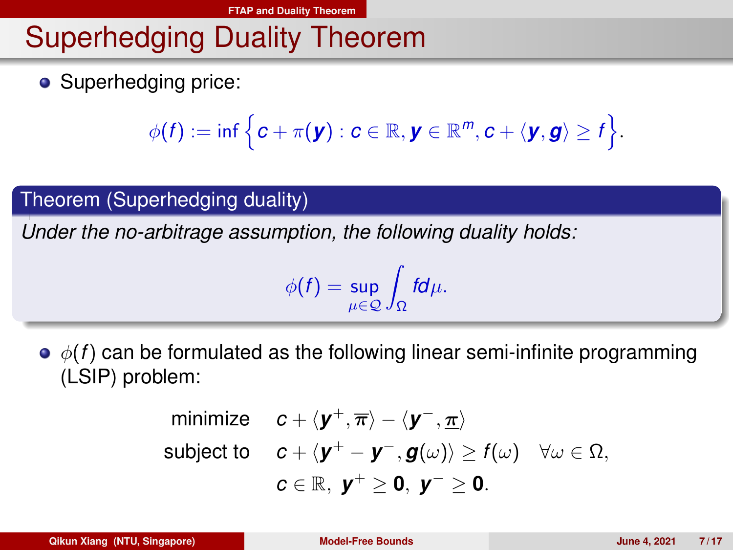# Superhedging Duality Theorem

- Superhedging price:

$$\phi(f) := \inf\left\{c + \pi(\boldsymbol{y}) : c \in \mathbb{R}, \boldsymbol{y} \in \mathbb{R}^m, c + \langle \boldsymbol{y}, \boldsymbol{g} \rangle \geq f\right\}.$$

**Theorem (Superhedging duality)**

*Under the no-arbitrage assumption, the following duality holds:*

$$\phi(f) = \sup_{\mu \in \mathcal{Q}} \int_\Omega f d\mu.$$

- $\phi(f)$ can be formulated as the following linear semi-infinite programming (LSIP) problem:

$$\begin{aligned}
\text{minimize} \quad & c + \langle \boldsymbol{y}^+, \overline{\boldsymbol{\pi}} \rangle - \langle \boldsymbol{y}^-, \underline{\boldsymbol{\pi}} \rangle \\
\text{subject to} \quad & c + \langle \boldsymbol{y}^+ - \boldsymbol{y}^-, \boldsymbol{g}(\omega) \rangle \geq f(\omega) \quad \forall \omega \in \Omega, \\
& c \in \mathbb{R},\ \boldsymbol{y}^+ \geq \boldsymbol{0},\ \boldsymbol{y}^- \geq \boldsymbol{0}.
\end{aligned}$$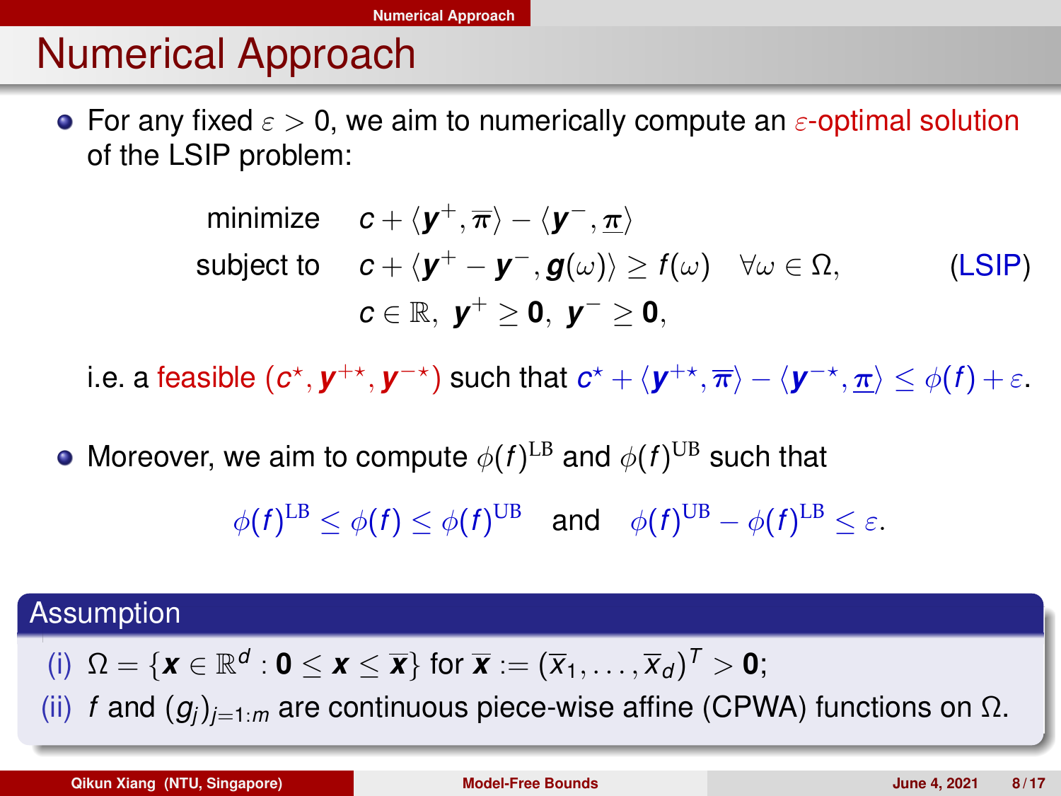# Numerical Approach

- For any fixed $\varepsilon > 0$, we aim to numerically compute an $\varepsilon$-optimal solution of the LSIP problem:

$$
\begin{aligned}
\text{minimize} \quad & c + \langle \boldsymbol{y}^{+}, \overline{\boldsymbol{\pi}} \rangle - \langle \boldsymbol{y}^{-}, \underline{\boldsymbol{\pi}} \rangle \\
\text{subject to} \quad & c + \langle \boldsymbol{y}^{+} - \boldsymbol{y}^{-}, \boldsymbol{g}(\omega) \rangle \geq f(\omega) \quad \forall \omega \in \Omega, \\
& c \in \mathbb{R},\ \boldsymbol{y}^{+} \geq \mathbf{0},\ \boldsymbol{y}^{-} \geq \mathbf{0},
\end{aligned}
\tag{LSIP}
$$

  i.e. a feasible $(c^{\star}, \boldsymbol{y}^{+\star}, \boldsymbol{y}^{-\star})$ such that $c^{\star} + \langle \boldsymbol{y}^{+\star}, \overline{\boldsymbol{\pi}} \rangle - \langle \boldsymbol{y}^{-\star}, \underline{\boldsymbol{\pi}} \rangle \leq \phi(f) + \varepsilon$.

- Moreover, we aim to compute $\phi(f)^{\mathrm{LB}}$ and $\phi(f)^{\mathrm{UB}}$ such that

$$
\phi(f)^{\mathrm{LB}} \leq \phi(f) \leq \phi(f)^{\mathrm{UB}} \quad \text{and} \quad \phi(f)^{\mathrm{UB}} - \phi(f)^{\mathrm{LB}} \leq \varepsilon.
$$

**Assumption**

(i) $\Omega = \{\boldsymbol{x} \in \mathbb{R}^{d} : \mathbf{0} \leq \boldsymbol{x} \leq \overline{\boldsymbol{x}}\}$ for $\overline{\boldsymbol{x}} := (\overline{x}_1, \ldots, \overline{x}_d)^{T} > \mathbf{0}$;

(ii) $f$ and $(g_j)_{j=1:m}$ are continuous piece-wise affine (CPWA) functions on $\Omega$.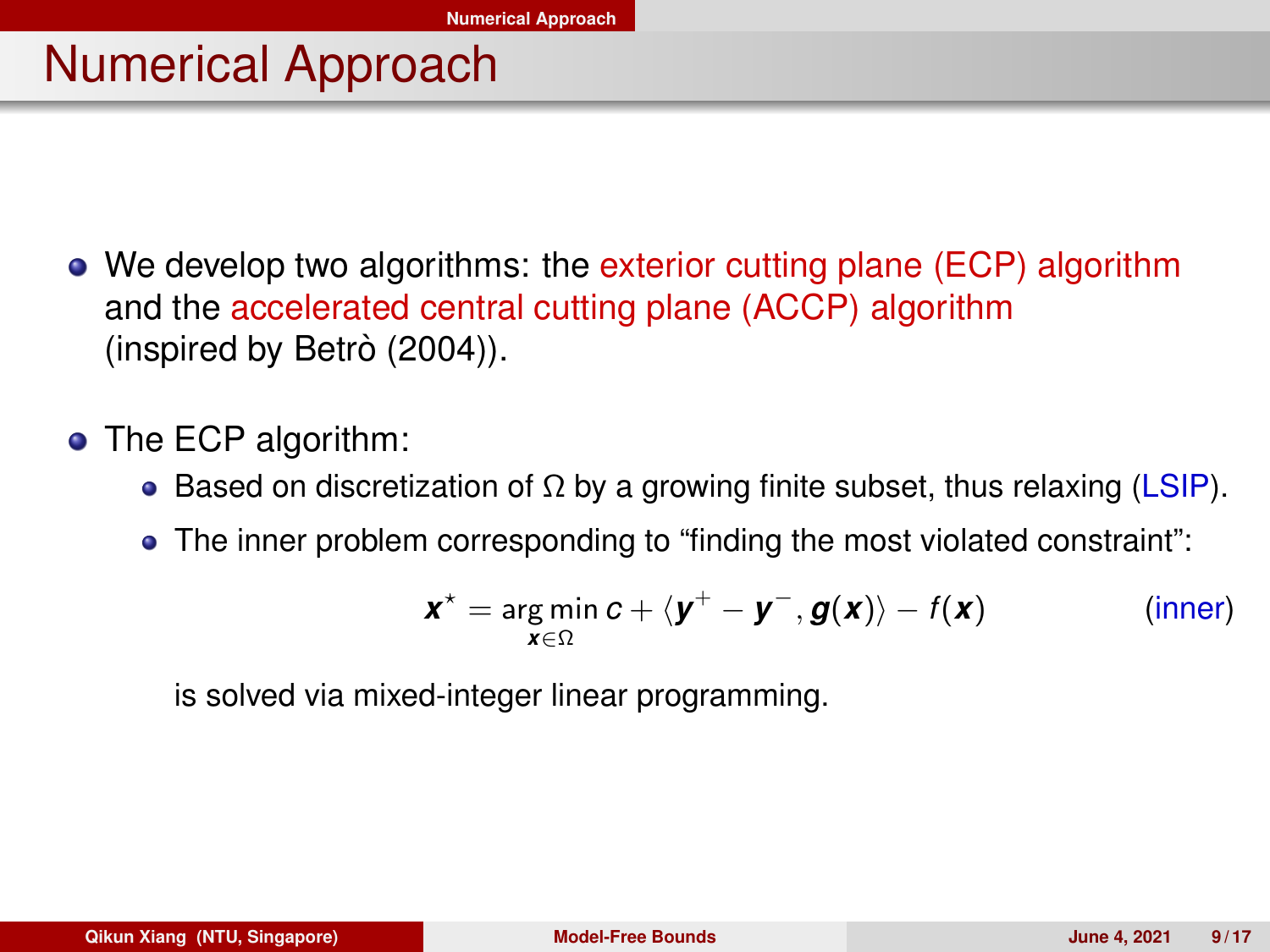# Numerical Approach

- We develop two algorithms: the exterior cutting plane (ECP) algorithm and the accelerated central cutting plane (ACCP) algorithm (inspired by Betrò (2004)).
- The ECP algorithm:
  - Based on discretization of $\Omega$ by a growing finite subset, thus relaxing (LSIP).
  - The inner problem corresponding to "finding the most violated constraint":

$$\boldsymbol{x}^\star = \underset{\boldsymbol{x}\in\Omega}{\arg\min}\, c + \langle \boldsymbol{y}^+ - \boldsymbol{y}^-, \boldsymbol{g}(\boldsymbol{x})\rangle - f(\boldsymbol{x}) \qquad \text{(inner)}$$

    is solved via mixed-integer linear programming.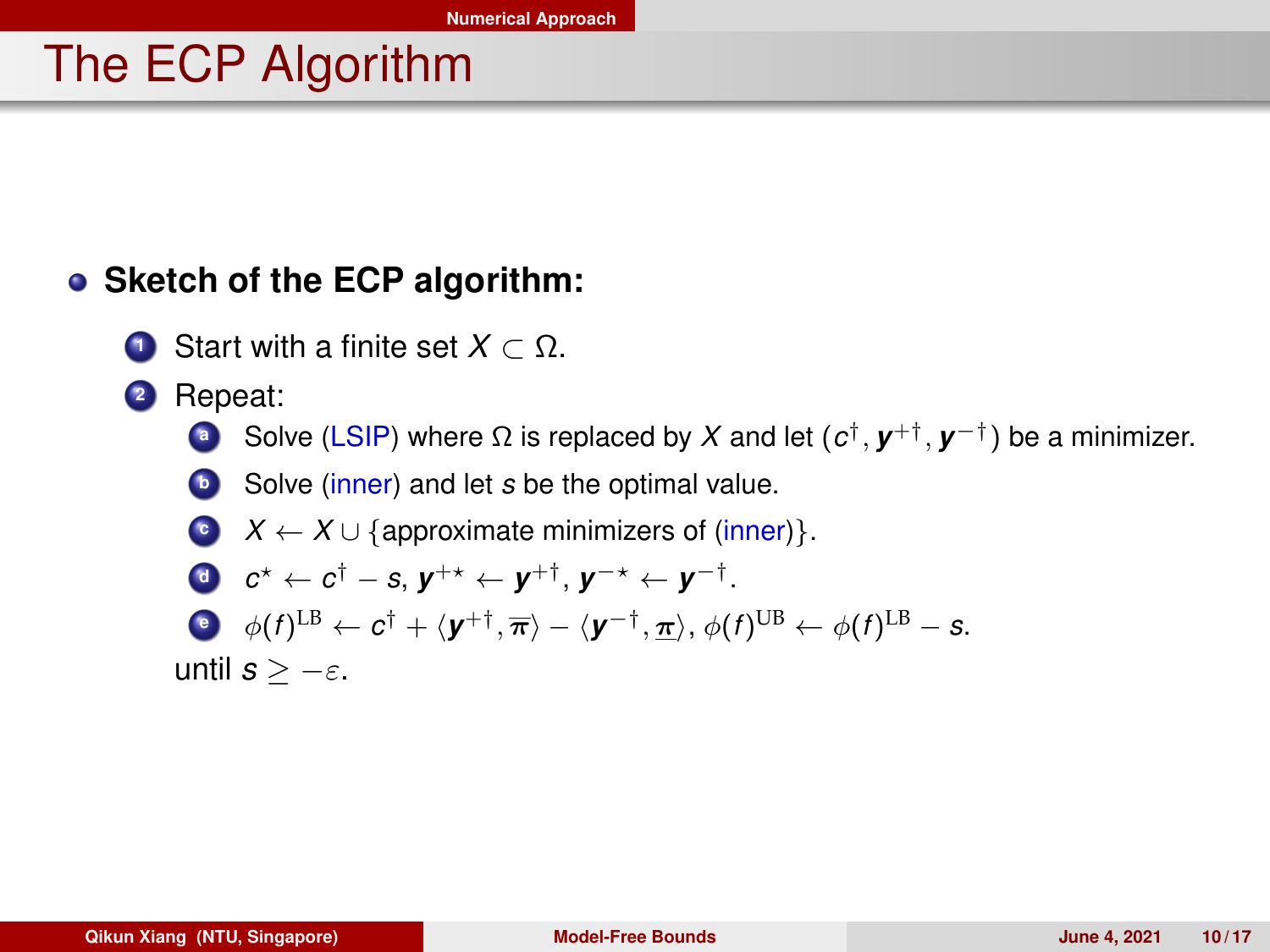# The ECP Algorithm

- **Sketch of the ECP algorithm:**

1. Start with a finite set $X \subset \Omega$.
2. Repeat:
   a. Solve (LSIP) where $\Omega$ is replaced by $X$ and let $(c^{\dagger}, \boldsymbol{y}^{+\dagger}, \boldsymbol{y}^{-\dagger})$ be a minimizer.
   b. Solve (inner) and let $s$ be the optimal value.
   c. $X \leftarrow X \cup \{\text{approximate minimizers of (inner)}\}$.
   d. $c^{\star} \leftarrow c^{\dagger} - s$, $\boldsymbol{y}^{+\star} \leftarrow \boldsymbol{y}^{+\dagger}$, $\boldsymbol{y}^{-\star} \leftarrow \boldsymbol{y}^{-\dagger}$.
   e. $\phi(f)^{\mathrm{LB}} \leftarrow c^{\dagger} + \langle \boldsymbol{y}^{+\dagger}, \overline{\boldsymbol{\pi}} \rangle - \langle \boldsymbol{y}^{-\dagger}, \underline{\boldsymbol{\pi}} \rangle$, $\phi(f)^{\mathrm{UB}} \leftarrow \phi(f)^{\mathrm{LB}} - s$.

   until $s \geq -\varepsilon$.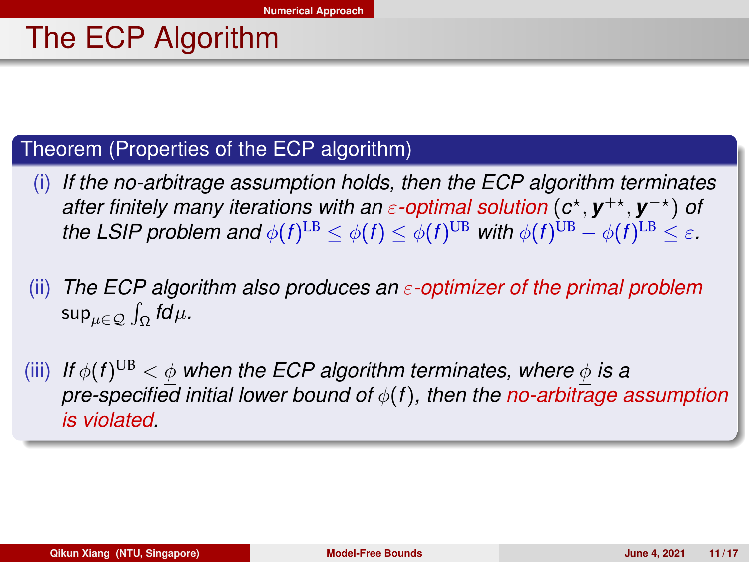# The ECP Algorithm

**Theorem (Properties of the ECP algorithm)**

(i) *If the no-arbitrage assumption holds, then the ECP algorithm terminates after finitely many iterations with an $\varepsilon$-optimal solution $(c^\star, \boldsymbol{y}^{+\star}, \boldsymbol{y}^{-\star})$ of the LSIP problem and $\phi(f)^{\mathrm{LB}} \le \phi(f) \le \phi(f)^{\mathrm{UB}}$ with $\phi(f)^{\mathrm{UB}} - \phi(f)^{\mathrm{LB}} \le \varepsilon$.*

(ii) *The ECP algorithm also produces an $\varepsilon$-optimizer of the primal problem $\sup_{\mu \in \mathcal{Q}} \int_\Omega f d\mu$.*

(iii) *If $\phi(f)^{\mathrm{UB}} < \underline{\phi}$ when the ECP algorithm terminates, where $\underline{\phi}$ is a pre-specified initial lower bound of $\phi(f)$, then the no-arbitrage assumption is violated.*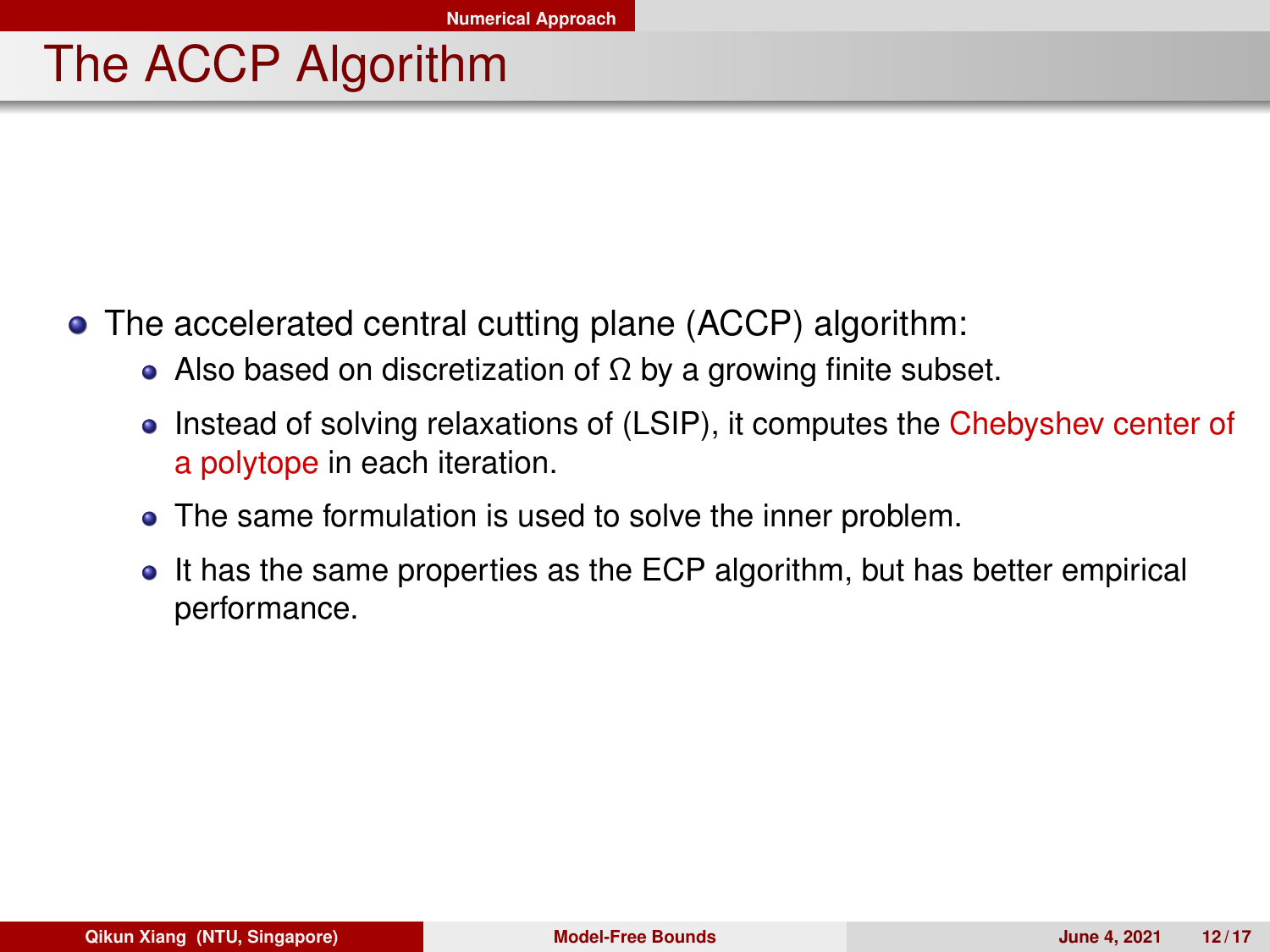# The ACCP Algorithm

- The accelerated central cutting plane (ACCP) algorithm:
  - Also based on discretization of $\Omega$ by a growing finite subset.
  - Instead of solving relaxations of (LSIP), it computes the Chebyshev center of a polytope in each iteration.
  - The same formulation is used to solve the inner problem.
  - It has the same properties as the ECP algorithm, but has better empirical performance.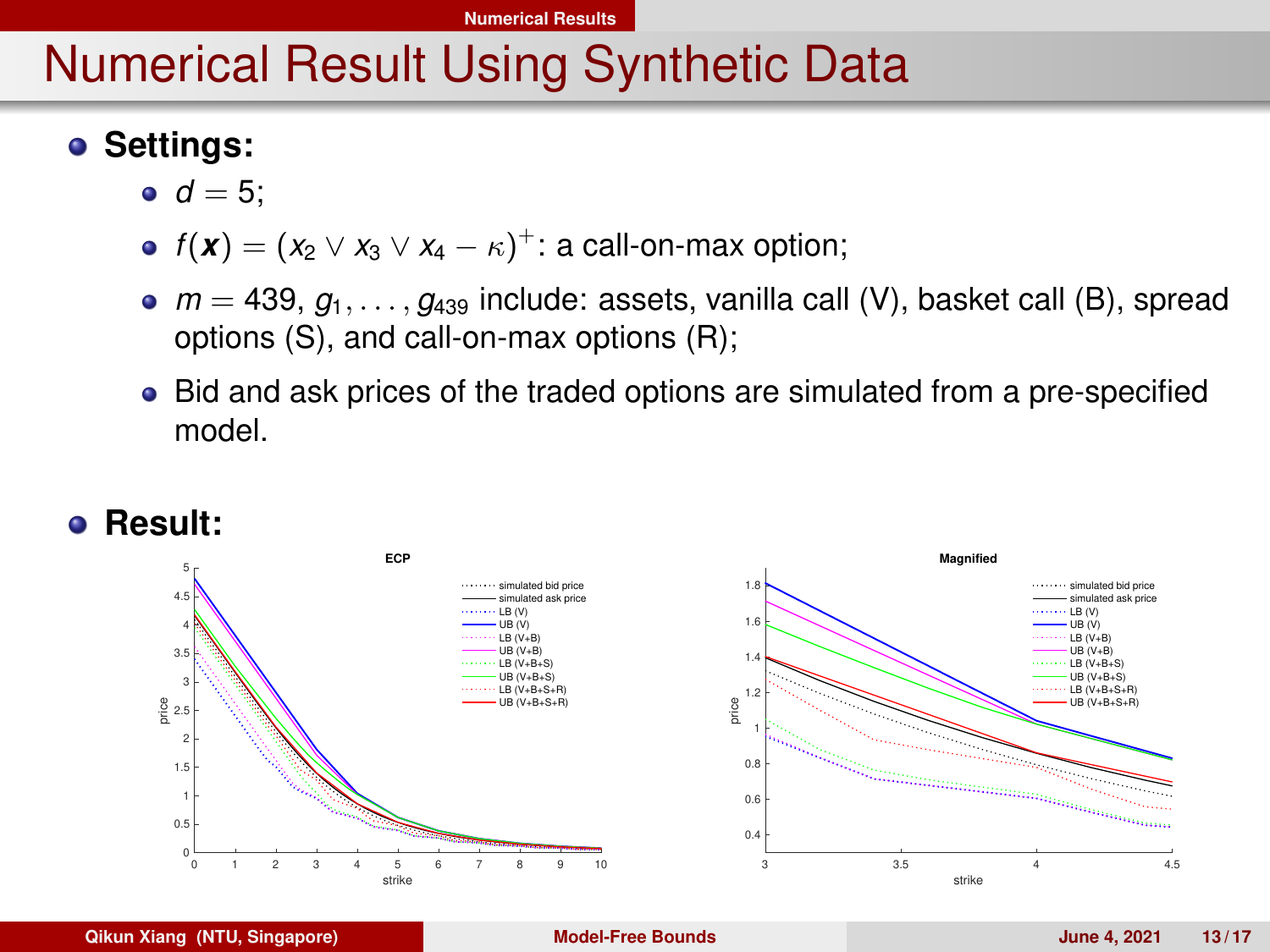# Numerical Result Using Synthetic Data

- **Settings:**
  - $d = 5$;
  - $f(\boldsymbol{x}) = (x_2 \vee x_3 \vee x_4 - \kappa)^+$: a call-on-max option;
  - $m = 439$, $g_1, \ldots, g_{439}$ include: assets, vanilla call (V), basket call (B), spread options (S), and call-on-max options (R);
  - Bid and ask prices of the traded options are simulated from a pre-specified model.

- **Result:**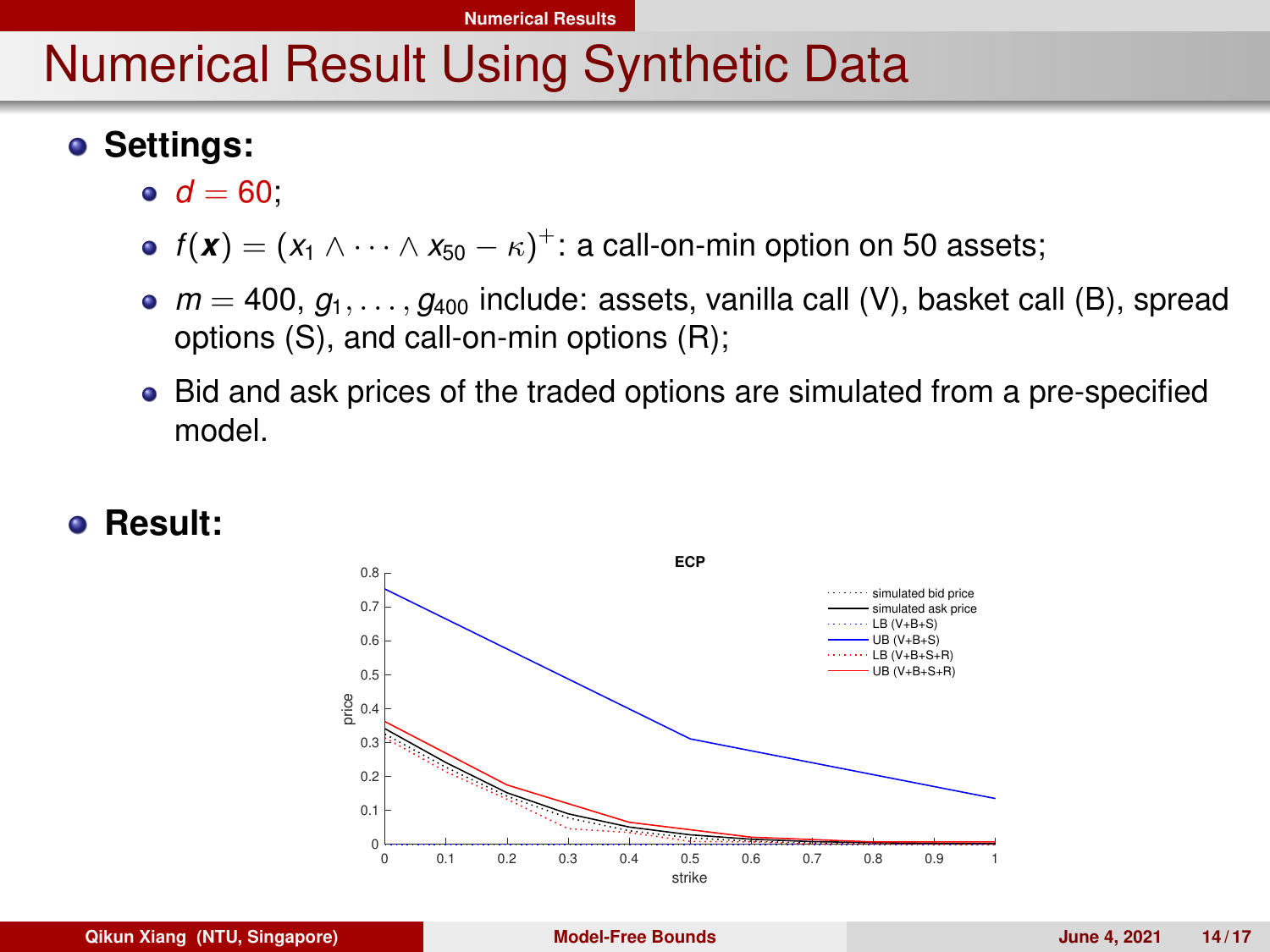# Numerical Result Using Synthetic Data

- **Settings:**
  - $d = 60$;
  - $f(\boldsymbol{x}) = (x_1 \wedge \cdots \wedge x_{50} - \kappa)^+$: a call-on-min option on 50 assets;
  - $m = 400$, $g_1, \ldots, g_{400}$ include: assets, vanilla call (V), basket call (B), spread options (S), and call-on-min options (R);
  - Bid and ask prices of the traded options are simulated from a pre-specified model.
- **Result:**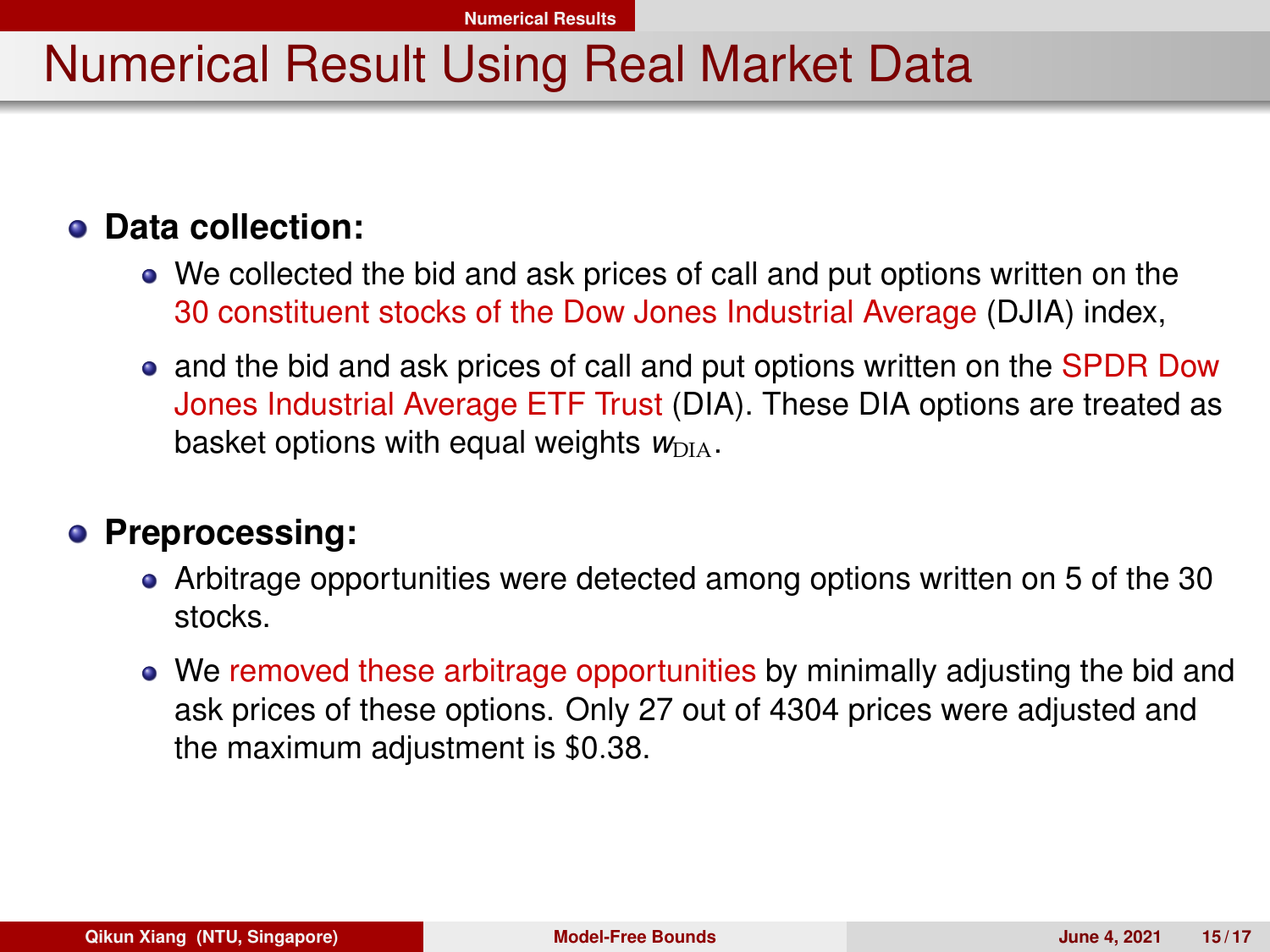# Numerical Result Using Real Market Data

- **Data collection:**
  - We collected the bid and ask prices of call and put options written on the 30 constituent stocks of the Dow Jones Industrial Average (DJIA) index,
  - and the bid and ask prices of call and put options written on the SPDR Dow Jones Industrial Average ETF Trust (DIA). These DIA options are treated as basket options with equal weights $w_{\mathrm{DIA}}$.

- **Preprocessing:**
  - Arbitrage opportunities were detected among options written on 5 of the 30 stocks.
  - We removed these arbitrage opportunities by minimally adjusting the bid and ask prices of these options. Only 27 out of 4304 prices were adjusted and the maximum adjustment is \$0.38.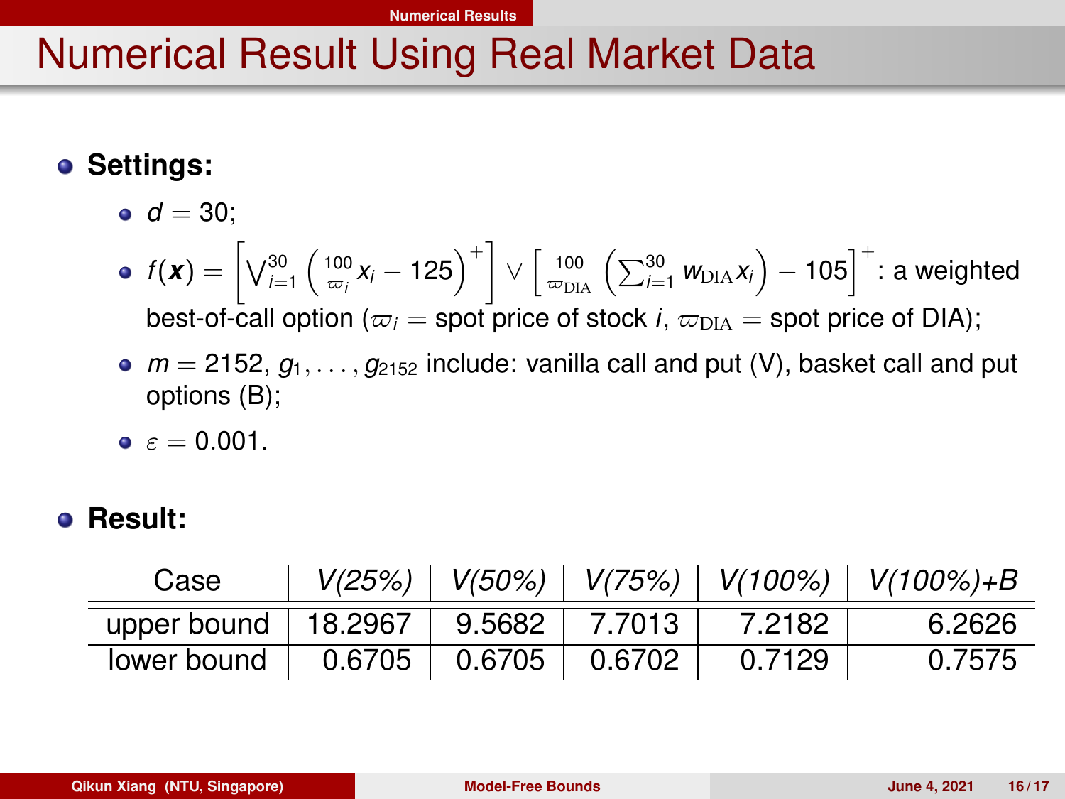# Numerical Result Using Real Market Data

- **Settings:**
  - $d = 30$;
  - $f(\boldsymbol{x}) = \left[\bigvee_{i=1}^{30}\left(\frac{100}{\varpi_i}x_i - 125\right)^+\right] \vee \left[\frac{100}{\varpi_{\text{DIA}}}\left(\sum_{i=1}^{30} w_{\text{DIA}}x_i\right) - 105\right]^+$: a weighted best-of-call option ($\varpi_i =$ spot price of stock $i$, $\varpi_{\text{DIA}} =$ spot price of DIA);
  - $m = 2152$, $g_1, \ldots, g_{2152}$ include: vanilla call and put (V), basket call and put options (B);
  - $\varepsilon = 0.001$.

- **Result:**

| Case | *V(25%)* | *V(50%)* | *V(75%)* | *V(100%)* | *V(100%)+B* |
|---|---|---|---|---|---|
| upper bound | 18.2967 | 9.5682 | 7.7013 | 7.2182 | 6.2626 |
| lower bound | 0.6705 | 0.6705 | 0.6702 | 0.7129 | 0.7575 |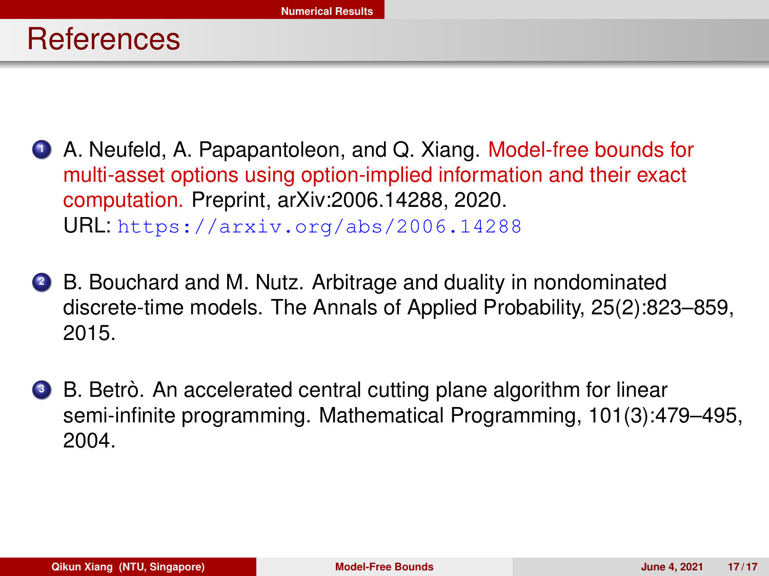# References

1. A. Neufeld, A. Papapantoleon, and Q. Xiang. Model-free bounds for multi-asset options using option-implied information and their exact computation. Preprint, arXiv:2006.14288, 2020.
   URL: https://arxiv.org/abs/2006.14288

2. B. Bouchard and M. Nutz. Arbitrage and duality in nondominated discrete-time models. The Annals of Applied Probability, 25(2):823–859, 2015.

3. B. Betrò. An accelerated central cutting plane algorithm for linear semi-infinite programming. Mathematical Programming, 101(3):479–495, 2004.